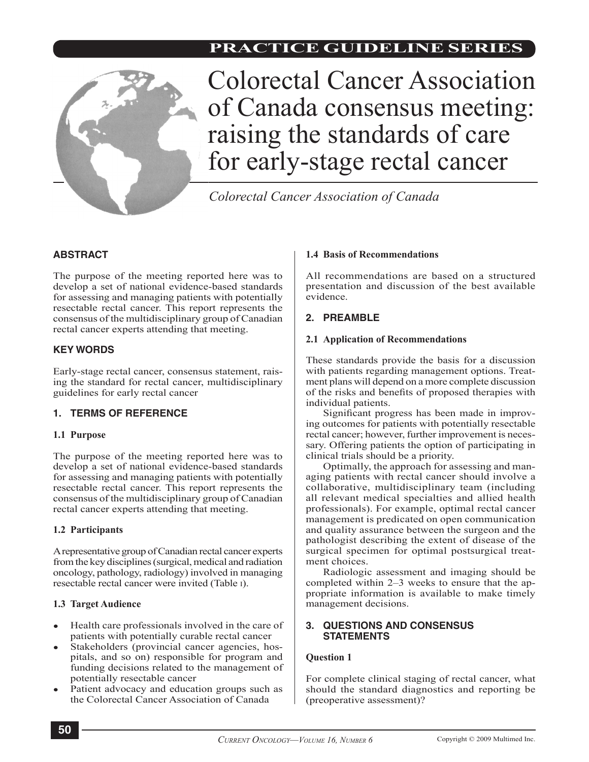PRACTICE GUIDELINE SERIES

# Colorectal Cancer Association of Canada consensus meeting: raising the standards of care for early-stage rectal cancer

*Colorectal Cancer Association of Canada*

## ABSTRACT

The purpose of the meeting reported here was to develop a set of national evidence-based standards for assessing and managing patients with potentially resectable rectal cancer. This report represents the consensus of the multidisciplinary group of Canadian rectal cancer experts attending that meeting.

## KEY WORDS

Early-stage rectal cancer, consensus statement, raising the standard for rectal cancer, multidisciplinary guidelines for early rectal cancer

## 1. TERMS OF REFERENCE

### 1.1 Purpose

The purpose of the meeting reported here was to develop a set of national evidence-based standards for assessing and managing patients with potentially resectable rectal cancer. This report represents the consensus of the multidisciplinary group of Canadian rectal cancer experts attending that meeting.

### 1.2 Participants

A representative group of Canadian rectal cancer experts from the key disciplines (surgical, medical and radiation oncology, pathology, radiology) involved in managing resectable rectal cancer were invited (Table I).

### 1.3 Target Audience

- Health care professionals involved in the care of patients with potentially curable rectal cancer
- Stakeholders (provincial cancer agencies, hospitals, and so on) responsible for program and funding decisions related to the management of potentially resectable cancer
- Patient advocacy and education groups such as the Colorectal Cancer Association of Canada

### 1.4 Basis of Recommendations

All recommendations are based on a structured presentation and discussion of the best available evidence.

## 2. PREAMBLE

### 2.1 Application of Recommendations

These standards provide the basis for a discussion with patients regarding management options. Treatment plans will depend on a more complete discussion of the risks and benefits of proposed therapies with individual patients.

Significant progress has been made in improving outcomes for patients with potentially resectable rectal cancer; however, further improvement is necessary. Offering patients the option of participating in clinical trials should be a priority.

Optimally, the approach for assessing and managing patients with rectal cancer should involve a collaborative, multidisciplinary team (including all relevant medical specialties and allied health professionals). For example, optimal rectal cancer management is predicated on open communication and quality assurance between the surgeon and the pathologist describing the extent of disease of the surgical specimen for optimal postsurgical treatment choices.

Radiologic assessment and imaging should be completed within 2–3 weeks to ensure that the appropriate information is available to make timely management decisions.

## 3. QUESTIONS AND CONSENSUS STATEMENTS

### Question 1

For complete clinical staging of rectal cancer, what should the standard diagnostics and reporting be (preoperative assessment)?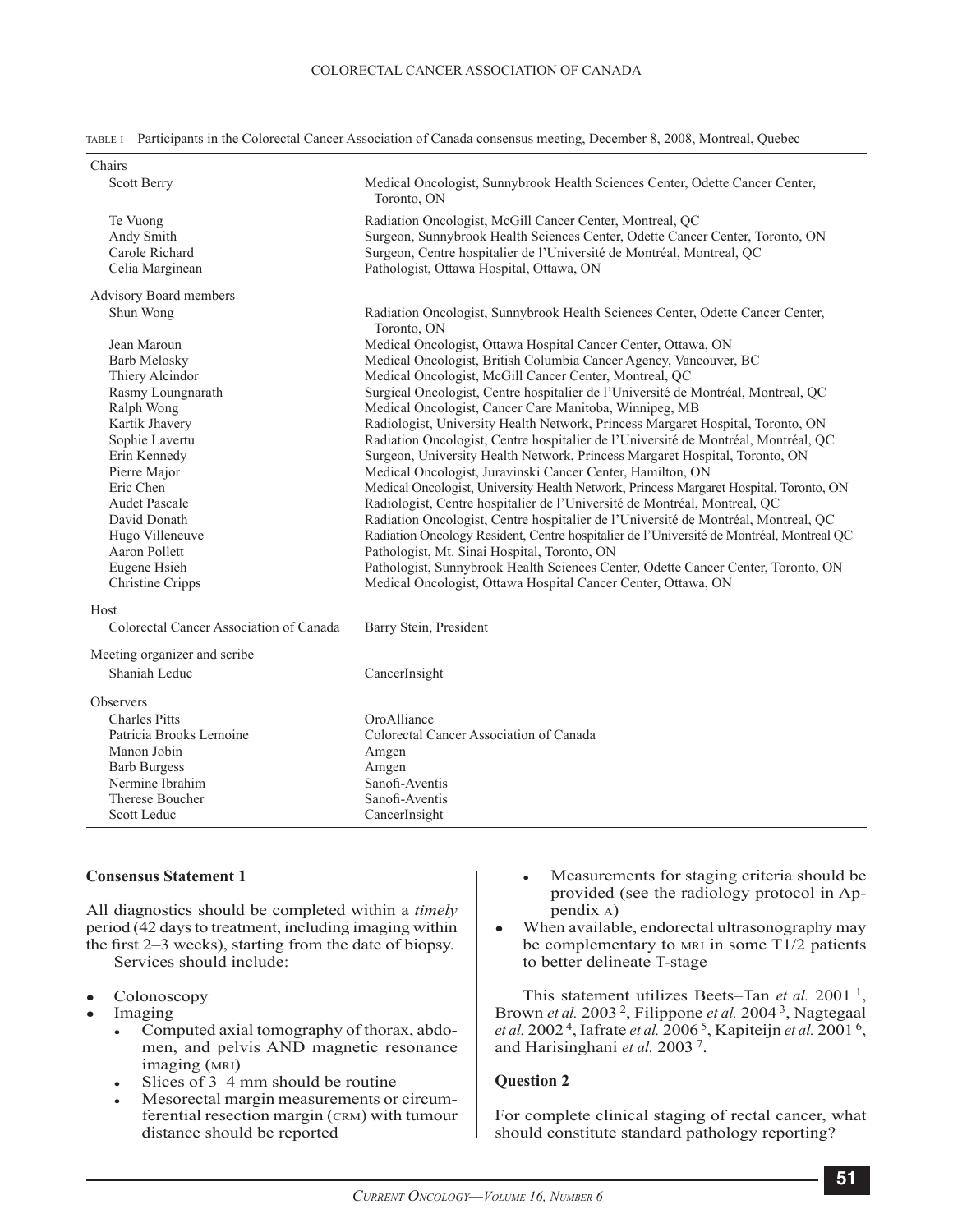TABLE I Participants in the Colorectal Cancer Association of Canada consensus meeting, December 8, 2008, Montreal, Quebec

| | |
|---|---|
| **Chairs** | |
| Scott Berry | Medical Oncologist, Sunnybrook Health Sciences Center, Odette Cancer Center, Toronto, ON |
| Te Vuong | Radiation Oncologist, McGill Cancer Center, Montreal, QC |
| Andy Smith | Surgeon, Sunnybrook Health Sciences Center, Odette Cancer Center, Toronto, ON |
| Carole Richard | Surgeon, Centre hospitalier de l'Université de Montréal, Montreal, QC |
| Celia Marginean | Pathologist, Ottawa Hospital, Ottawa, ON |
| **Advisory Board members** | |
| Shun Wong | Radiation Oncologist, Sunnybrook Health Sciences Center, Odette Cancer Center, Toronto, ON |
| Jean Maroun | Medical Oncologist, Ottawa Hospital Cancer Center, Ottawa, ON |
| Barb Melosky | Medical Oncologist, British Columbia Cancer Agency, Vancouver, BC |
| Thiery Alcindor | Medical Oncologist, McGill Cancer Center, Montreal, QC |
| Rasmy Loungnarath | Surgical Oncologist, Centre hospitalier de l'Université de Montréal, Montreal, QC |
| Ralph Wong | Medical Oncologist, Cancer Care Manitoba, Winnipeg, MB |
| Kartik Jhavery | Radiologist, University Health Network, Princess Margaret Hospital, Toronto, ON |
| Sophie Lavertu | Radiation Oncologist, Centre hospitalier de l'Université de Montréal, Montréal, QC |
| Erin Kennedy | Surgeon, University Health Network, Princess Margaret Hospital, Toronto, ON |
| Pierre Major | Medical Oncologist, Juravinski Cancer Center, Hamilton, ON |
| Eric Chen | Medical Oncologist, University Health Network, Princess Margaret Hospital, Toronto, ON |
| Audet Pascale | Radiologist, Centre hospitalier de l'Université de Montréal, Montreal, QC |
| David Donath | Radiation Oncologist, Centre hospitalier de l'Université de Montréal, Montreal, QC |
| Hugo Villeneuve | Radiation Oncology Resident, Centre hospitalier de l'Université de Montréal, Montreal QC |
| Aaron Pollett | Pathologist, Mt. Sinai Hospital, Toronto, ON |
| Eugene Hsieh | Pathologist, Sunnybrook Health Sciences Center, Odette Cancer Center, Toronto, ON |
| Christine Cripps | Medical Oncologist, Ottawa Hospital Cancer Center, Ottawa, ON |
| **Host** | |
| Colorectal Cancer Association of Canada | Barry Stein, President |
| **Meeting organizer and scribe** | |
| Shaniah Leduc | CancerInsight |
| **Observers** | |
| Charles Pitts | OroAlliance |
| Patricia Brooks Lemoine | Colorectal Cancer Association of Canada |
| Manon Jobin | Amgen |
| Barb Burgess | Amgen |
| Nermine Ibrahim | Sanofi-Aventis |
| Therese Boucher | Sanofi-Aventis |
| Scott Leduc | CancerInsight |

### Consensus Statement 1

All diagnostics should be completed within a *timely* period (42 days to treatment, including imaging within the first 2–3 weeks), starting from the date of biopsy.

Services should include:

- Colonoscopy
- Imaging
  - Computed axial tomography of thorax, abdomen, and pelvis AND magnetic resonance imaging (MRI)
  - Slices of 3–4 mm should be routine
  - Mesorectal margin measurements or circumferential resection margin (CRM) with tumour distance should be reported
  - Measurements for staging criteria should be provided (see the radiology protocol in Appendix A)
- When available, endorectal ultrasonography may be complementary to MRI in some T1/2 patients to better delineate T-stage

This statement utilizes Beets–Tan *et al.* 2001 [1], Brown *et al.* 2003 [2], Filippone *et al.* 2004 [3], Nagtegaal *et al.* 2002 [4], Iafrate *et al.* 2006 [5], Kapiteijn *et al.* 2001 [6], and Harisinghani *et al.* 2003 [7].

### Question 2

For complete clinical staging of rectal cancer, what should constitute standard pathology reporting?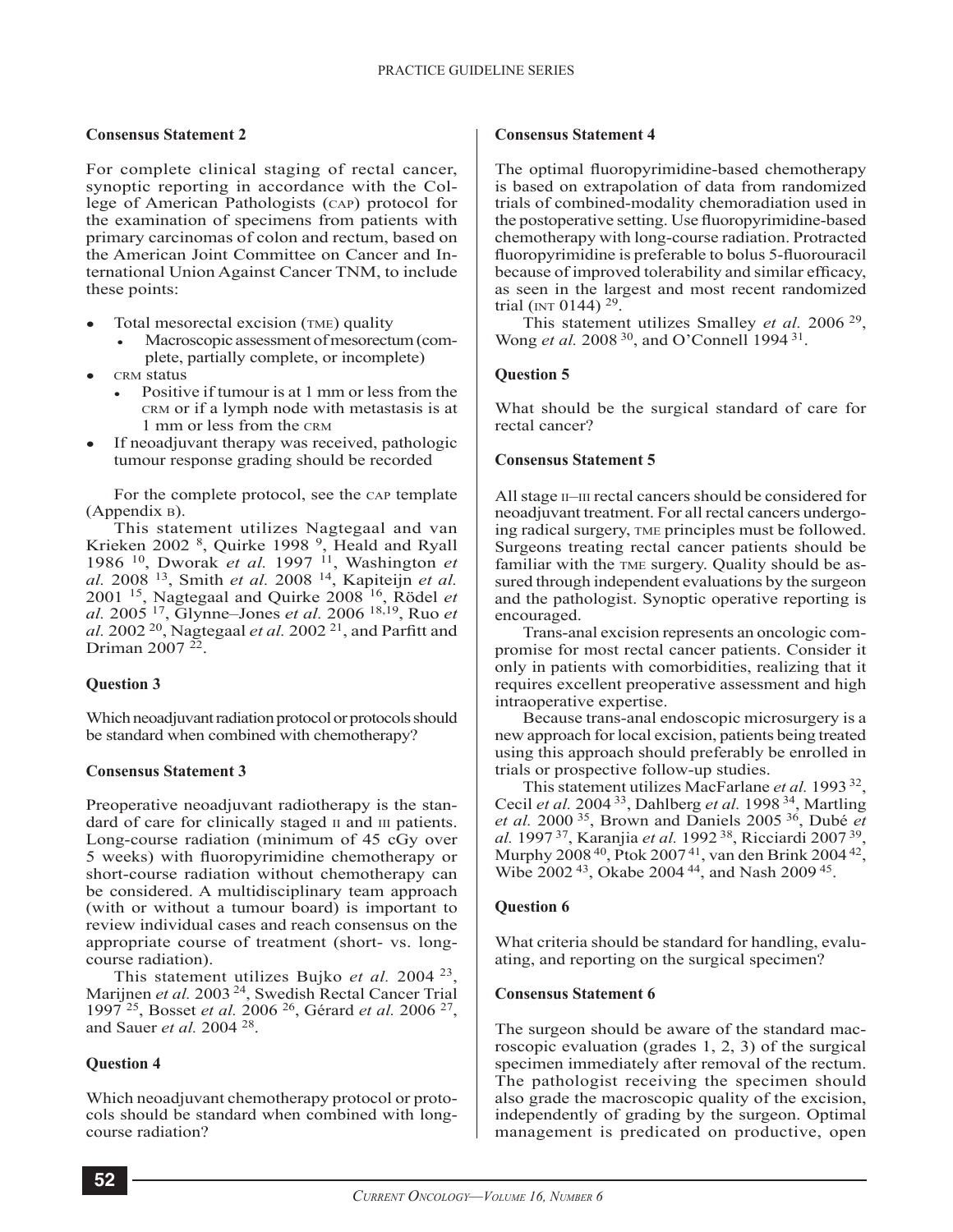### Consensus Statement 2

For complete clinical staging of rectal cancer, synoptic reporting in accordance with the College of American Pathologists (CAP) protocol for the examination of specimens from patients with primary carcinomas of colon and rectum, based on the American Joint Committee on Cancer and International Union Against Cancer TNM, to include these points:

- Total mesorectal excision (TME) quality
  - Macroscopic assessment of mesorectum (complete, partially complete, or incomplete)
- CRM status
  - Positive if tumour is at 1 mm or less from the CRM or if a lymph node with metastasis is at 1 mm or less from the CRM
- If neoadjuvant therapy was received, pathologic tumour response grading should be recorded

For the complete protocol, see the CAP template (Appendix B).

This statement utilizes Nagtegaal and van Krieken 2002 [8], Quirke 1998 [9], Heald and Ryall 1986 [10], Dworak *et al.* 1997 [11], Washington *et al.* 2008 [13], Smith *et al.* 2008 [14], Kapiteijn *et al.* 2001 [15], Nagtegaal and Quirke 2008 [16], Rödel *et al.* 2005 [17], Glynne–Jones *et al.* 2006 [18,19], Ruo *et al.* 2002 [20], Nagtegaal *et al.* 2002 [21], and Parfitt and Driman 2007 [22].

### Question 3

Which neoadjuvant radiation protocol or protocols should be standard when combined with chemotherapy?

### Consensus Statement 3

Preoperative neoadjuvant radiotherapy is the standard of care for clinically staged II and III patients. Long-course radiation (minimum of 45 cGy over 5 weeks) with fluoropyrimidine chemotherapy or short-course radiation without chemotherapy can be considered. A multidisciplinary team approach (with or without a tumour board) is important to review individual cases and reach consensus on the appropriate course of treatment (short- vs. long-course radiation).

This statement utilizes Bujko *et al.* 2004 [23], Marijnen *et al.* 2003 [24], Swedish Rectal Cancer Trial 1997 [25], Bosset *et al.* 2006 [26], Gérard *et al.* 2006 [27], and Sauer *et al.* 2004 [28].

### Question 4

Which neoadjuvant chemotherapy protocol or protocols should be standard when combined with long-course radiation?

### Consensus Statement 4

The optimal fluoropyrimidine-based chemotherapy is based on extrapolation of data from randomized trials of combined-modality chemoradiation used in the postoperative setting. Use fluoropyrimidine-based chemotherapy with long-course radiation. Protracted fluoropyrimidine is preferable to bolus 5-fluorouracil because of improved tolerability and similar efficacy, as seen in the largest and most recent randomized trial (INT 0144) [29].

This statement utilizes Smalley *et al.* 2006 [29], Wong *et al.* 2008 [30], and O'Connell 1994 [31].

### Question 5

What should be the surgical standard of care for rectal cancer?

### Consensus Statement 5

All stage II–III rectal cancers should be considered for neoadjuvant treatment. For all rectal cancers undergoing radical surgery, TME principles must be followed. Surgeons treating rectal cancer patients should be familiar with the TME surgery. Quality should be assured through independent evaluations by the surgeon and the pathologist. Synoptic operative reporting is encouraged.

Trans-anal excision represents an oncologic compromise for most rectal cancer patients. Consider it only in patients with comorbidities, realizing that it requires excellent preoperative assessment and high intraoperative expertise.

Because trans-anal endoscopic microsurgery is a new approach for local excision, patients being treated using this approach should preferably be enrolled in trials or prospective follow-up studies.

This statement utilizes MacFarlane *et al.* 1993 [32], Cecil *et al.* 2004 [33], Dahlberg *et al.* 1998 [34], Martling *et al.* 2000 [35], Brown and Daniels 2005 [36], Dubé *et al.* 1997 [37], Karanjia *et al.* 1992 [38], Ricciardi 2007 [39], Murphy 2008 [40], Ptok 2007 [41], van den Brink 2004 [42], Wibe 2002 [43], Okabe 2004 [44], and Nash 2009 [45].

### Question 6

What criteria should be standard for handling, evaluating, and reporting on the surgical specimen?

### Consensus Statement 6

The surgeon should be aware of the standard macroscopic evaluation (grades 1, 2, 3) of the surgical specimen immediately after removal of the rectum. The pathologist receiving the specimen should also grade the macroscopic quality of the excision, independently of grading by the surgeon. Optimal management is predicated on productive, open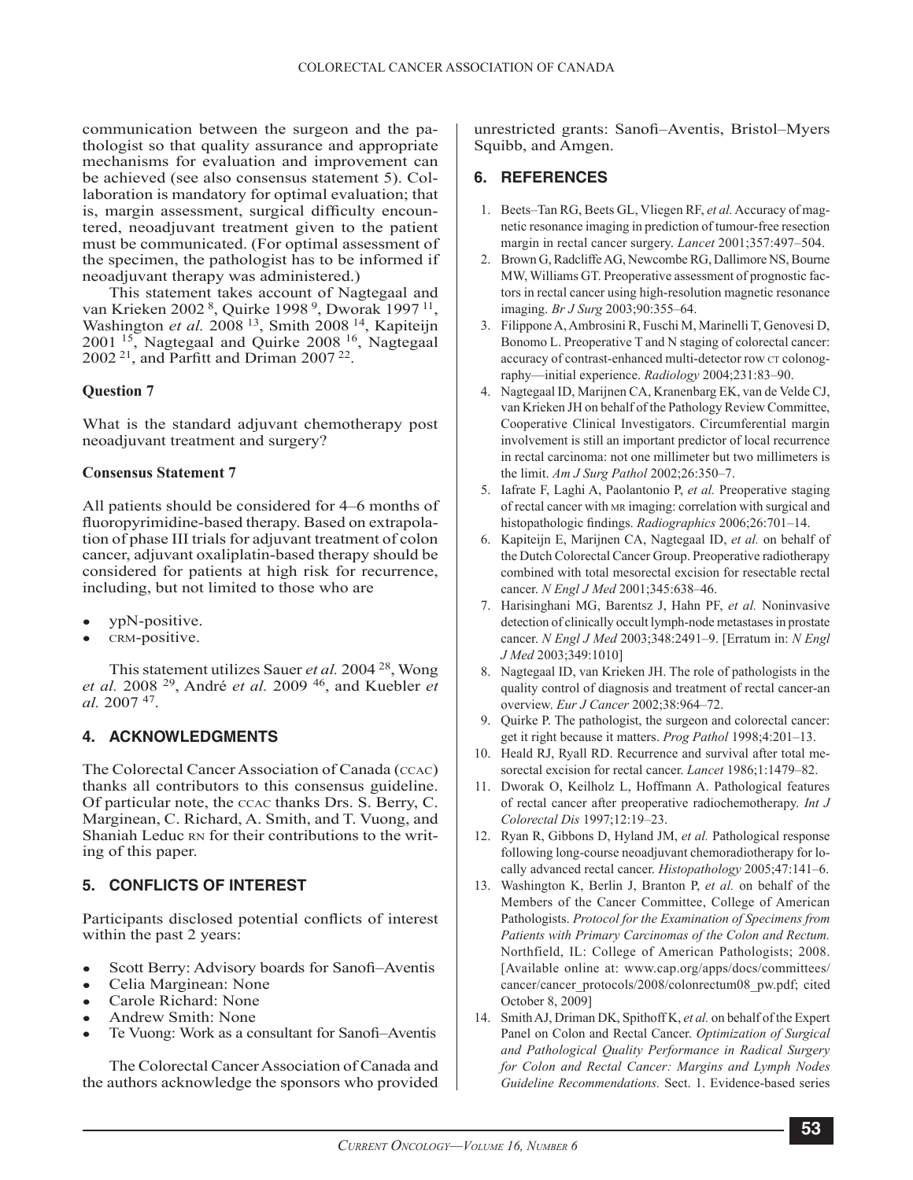communication between the surgeon and the pathologist so that quality assurance and appropriate mechanisms for evaluation and improvement can be achieved (see also consensus statement 5). Collaboration is mandatory for optimal evaluation; that is, margin assessment, surgical difficulty encountered, neoadjuvant treatment given to the patient must be communicated. (For optimal assessment of the specimen, the pathologist has to be informed if neoadjuvant therapy was administered.)

This statement takes account of Nagtegaal and van Krieken 2002 [8], Quirke 1998 [9], Dworak 1997 [11], Washington *et al.* 2008 [13], Smith 2008 [14], Kapiteijn 2001 [15], Nagtegaal and Quirke 2008 [16], Nagtegaal 2002 [21], and Parfitt and Driman 2007 [22].

**Question 7**

What is the standard adjuvant chemotherapy post neoadjuvant treatment and surgery?

**Consensus Statement 7**

All patients should be considered for 4–6 months of fluoropyrimidine-based therapy. Based on extrapolation of phase III trials for adjuvant treatment of colon cancer, adjuvant oxaliplatin-based therapy should be considered for patients at high risk for recurrence, including, but not limited to those who are

- ypN-positive.
- CRM-positive.

This statement utilizes Sauer *et al.* 2004 [28], Wong *et al.* 2008 [29], André *et al.* 2009 [46], and Kuebler *et al.* 2007 [47].

## 4. ACKNOWLEDGMENTS

The Colorectal Cancer Association of Canada (CCAC) thanks all contributors to this consensus guideline. Of particular note, the CCAC thanks Drs. S. Berry, C. Marginean, C. Richard, A. Smith, and T. Vuong, and Shaniah Leduc RN for their contributions to the writing of this paper.

## 5. CONFLICTS OF INTEREST

Participants disclosed potential conflicts of interest within the past 2 years:

- Scott Berry: Advisory boards for Sanofi–Aventis
- Celia Marginean: None
- Carole Richard: None
- Andrew Smith: None
- Te Vuong: Work as a consultant for Sanofi–Aventis

The Colorectal Cancer Association of Canada and the authors acknowledge the sponsors who provided unrestricted grants: Sanofi–Aventis, Bristol–Myers Squibb, and Amgen.

## 6. REFERENCES

1. Beets–Tan RG, Beets GL, Vliegen RF, *et al.* Accuracy of magnetic resonance imaging in prediction of tumour-free resection margin in rectal cancer surgery. *Lancet* 2001;357:497–504.
2. Brown G, Radcliffe AG, Newcombe RG, Dallimore NS, Bourne MW, Williams GT. Preoperative assessment of prognostic factors in rectal cancer using high-resolution magnetic resonance imaging. *Br J Surg* 2003;90:355–64.
3. Filippone A, Ambrosini R, Fuschi M, Marinelli T, Genovesi D, Bonomo L. Preoperative T and N staging of colorectal cancer: accuracy of contrast-enhanced multi-detector row CT colonography—initial experience. *Radiology* 2004;231:83–90.
4. Nagtegaal ID, Marijnen CA, Kranenbarg EK, van de Velde CJ, van Krieken JH on behalf of the Pathology Review Committee, Cooperative Clinical Investigators. Circumferential margin involvement is still an important predictor of local recurrence in rectal carcinoma: not one millimeter but two millimeters is the limit. *Am J Surg Pathol* 2002;26:350–7.
5. Iafrate F, Laghi A, Paolantonio P, *et al.* Preoperative staging of rectal cancer with MR imaging: correlation with surgical and histopathologic findings. *Radiographics* 2006;26:701–14.
6. Kapiteijn E, Marijnen CA, Nagtegaal ID, *et al.* on behalf of the Dutch Colorectal Cancer Group. Preoperative radiotherapy combined with total mesorectal excision for resectable rectal cancer. *N Engl J Med* 2001;345:638–46.
7. Harisinghani MG, Barentsz J, Hahn PF, *et al.* Noninvasive detection of clinically occult lymph-node metastases in prostate cancer. *N Engl J Med* 2003;348:2491–9. [Erratum in: *N Engl J Med* 2003;349:1010]
8. Nagtegaal ID, van Krieken JH. The role of pathologists in the quality control of diagnosis and treatment of rectal cancer-an overview. *Eur J Cancer* 2002;38:964–72.
9. Quirke P. The pathologist, the surgeon and colorectal cancer: get it right because it matters. *Prog Pathol* 1998;4:201–13.
10. Heald RJ, Ryall RD. Recurrence and survival after total mesorectal excision for rectal cancer. *Lancet* 1986;1:1479–82.
11. Dworak O, Keilholz L, Hoffmann A. Pathological features of rectal cancer after preoperative radiochemotherapy. *Int J Colorectal Dis* 1997;12:19–23.
12. Ryan R, Gibbons D, Hyland JM, *et al.* Pathological response following long-course neoadjuvant chemoradiotherapy for locally advanced rectal cancer. *Histopathology* 2005;47:141–6.
13. Washington K, Berlin J, Branton P, *et al.* on behalf of the Members of the Cancer Committee, College of American Pathologists. *Protocol for the Examination of Specimens from Patients with Primary Carcinomas of the Colon and Rectum.* Northfield, IL: College of American Pathologists; 2008. [Available online at: www.cap.org/apps/docs/committees/cancer/cancer_protocols/2008/colonrectum08_pw.pdf; cited October 8, 2009]
14. Smith AJ, Driman DK, Spithoff K, *et al.* on behalf of the Expert Panel on Colon and Rectal Cancer. *Optimization of Surgical and Pathological Quality Performance in Radical Surgery for Colon and Rectal Cancer: Margins and Lymph Nodes Guideline Recommendations.* Sect. 1. Evidence-based series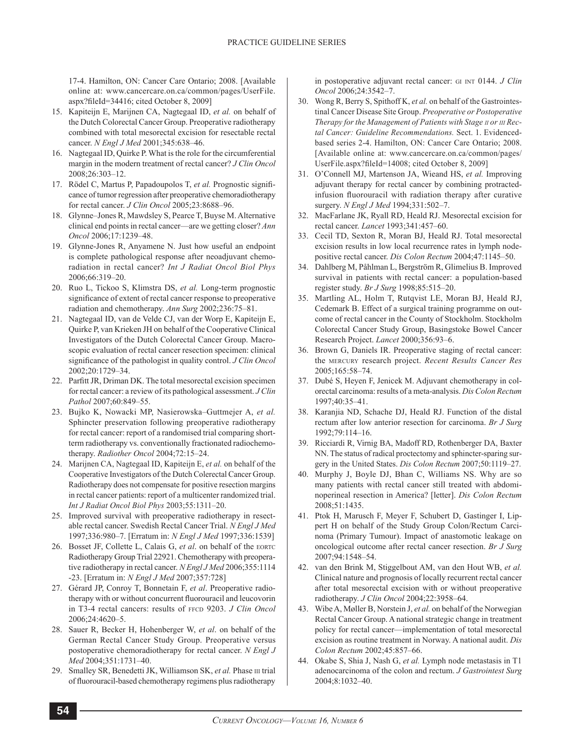17-4. Hamilton, ON: Cancer Care Ontario; 2008. [Available online at: www.cancercare.on.ca/common/pages/UserFile.aspx?fileId=34416; cited October 8, 2009]

15. Kapiteijn E, Marijnen CA, Nagtegaal ID, *et al.* on behalf of the Dutch Colorectal Cancer Group. Preoperative radiotherapy combined with total mesorectal excision for resectable rectal cancer. *N Engl J Med* 2001;345:638–46.
16. Nagtegaal ID, Quirke P. What is the role for the circumferential margin in the modern treatment of rectal cancer? *J Clin Oncol* 2008;26:303–12.
17. Rödel C, Martus P, Papadoupolos T, *et al.* Prognostic significance of tumor regression after preoperative chemoradiotherapy for rectal cancer. *J Clin Oncol* 2005;23:8688–96.
18. Glynne–Jones R, Mawdsley S, Pearce T, Buyse M. Alternative clinical end points in rectal cancer—are we getting closer? *Ann Oncol* 2006;17:1239–48.
19. Glynne-Jones R, Anyamene N. Just how useful an endpoint is complete pathological response after neoadjuvant chemoradiation in rectal cancer? *Int J Radiat Oncol Biol Phys* 2006;66:319–20.
20. Ruo L, Tickoo S, Klimstra DS, *et al.* Long-term prognostic significance of extent of rectal cancer response to preoperative radiation and chemotherapy. *Ann Surg* 2002;236:75–81.
21. Nagtegaal ID, van de Velde CJ, van der Worp E, Kapiteijn E, Quirke P, van Krieken JH on behalf of the Cooperative Clinical Investigators of the Dutch Colorectal Cancer Group. Macroscopic evaluation of rectal cancer resection specimen: clinical significance of the pathologist in quality control. *J Clin Oncol* 2002;20:1729–34.
22. Parfitt JR, Driman DK. The total mesorectal excision specimen for rectal cancer: a review of its pathological assessment. *J Clin Pathol* 2007;60:849–55.
23. Bujko K, Nowacki MP, Nasierowska–Guttmejer A, *et al.* Sphincter preservation following preoperative radiotherapy for rectal cancer: report of a randomised trial comparing short-term radiotherapy vs. conventionally fractionated radiochemotherapy. *Radiother Oncol* 2004;72:15–24.
24. Marijnen CA, Nagtegaal ID, Kapiteijn E, *et al.* on behalf of the Cooperative Investigators of the Dutch Colerectal Cancer Group. Radiotherapy does not compensate for positive resection margins in rectal cancer patients: report of a multicenter randomized trial. *Int J Radiat Oncol Biol Phys* 2003;55:1311–20.
25. Improved survival with preoperative radiotherapy in resectable rectal cancer. Swedish Rectal Cancer Trial. *N Engl J Med* 1997;336:980–7. [Erratum in: *N Engl J Med* 1997;336:1539]
26. Bosset JF, Collette L, Calais G, *et al*. on behalf of the EORTC Radiotherapy Group Trial 22921. Chemotherapy with preoperative radiotherapy in rectal cancer. *N Engl J Med* 2006;355:1114-23. [Erratum in: *N Engl J Med* 2007;357:728]
27. Gérard JP, Conroy T, Bonnetain F, *et al*. Preoperative radiotherapy with or without concurrent fluorouracil and leucovorin in T3-4 rectal cancers: results of FFCD 9203. *J Clin Oncol* 2006;24:4620–5.
28. Sauer R, Becker H, Hohenberger W, *et al*. on behalf of the German Rectal Cancer Study Group. Preoperative versus postoperative chemoradiotherapy for rectal cancer. *N Engl J Med* 2004;351:1731–40.
29. Smalley SR, Benedetti JK, Williamson SK, *et al.* Phase III trial of fluorouracil-based chemotherapy regimens plus radiotherapy in postoperative adjuvant rectal cancer: GI INT 0144. *J Clin Oncol* 2006;24:3542–7.
30. Wong R, Berry S, Spithoff K, *et al.* on behalf of the Gastrointestinal Cancer Disease Site Group. *Preoperative or Postoperative Therapy for the Management of Patients with Stage II or III Rectal Cancer: Guideline Recommendations.* Sect. 1. Evidenced-based series 2-4. Hamilton, ON: Cancer Care Ontario; 2008. [Available online at: www.cancercare.on.ca/common/pages/UserFile.aspx?fileId=14008; cited October 8, 2009]
31. O'Connell MJ, Martenson JA, Wieand HS, *et al.* Improving adjuvant therapy for rectal cancer by combining protracted-infusion fluorouracil with radiation therapy after curative surgery. *N Engl J Med* 1994;331:502–7.
32. MacFarlane JK, Ryall RD, Heald RJ. Mesorectal excision for rectal cancer. *Lancet* 1993;341:457–60.
33. Cecil TD, Sexton R, Moran BJ, Heald RJ. Total mesorectal excision results in low local recurrence rates in lymph node-positive rectal cancer. *Dis Colon Rectum* 2004;47:1145–50.
34. Dahlberg M, Påhlman L, Bergström R, Glimelius B. Improved survival in patients with rectal cancer: a population-based register study. *Br J Surg* 1998;85:515–20.
35. Martling AL, Holm T, Rutqvist LE, Moran BJ, Heald RJ, Cedemark B. Effect of a surgical training programme on outcome of rectal cancer in the County of Stockholm. Stockholm Colorectal Cancer Study Group, Basingstoke Bowel Cancer Research Project. *Lancet* 2000;356:93–6.
36. Brown G, Daniels IR. Preoperative staging of rectal cancer: the MERCURY research project. *Recent Results Cancer Res* 2005;165:58–74.
37. Dubé S, Heyen F, Jenicek M. Adjuvant chemotherapy in colorectal carcinoma: results of a meta-analysis. *Dis Colon Rectum* 1997;40:35–41.
38. Karanjia ND, Schache DJ, Heald RJ. Function of the distal rectum after low anterior resection for carcinoma. *Br J Surg* 1992;79:114–16.
39. Ricciardi R, Virnig BA, Madoff RD, Rothenberger DA, Baxter NN. The status of radical proctectomy and sphincter-sparing surgery in the United States. *Dis Colon Rectum* 2007;50:1119–27.
40. Murphy J, Boyle DJ, Bhan C, Williams NS. Why are so many patients with rectal cancer still treated with abdominoperineal resection in America? [letter]. *Dis Colon Rectum* 2008;51:1435.
41. Ptok H, Marusch F, Meyer F, Schubert D, Gastinger I, Lippert H on behalf of the Study Group Colon/Rectum Carcinoma (Primary Tumour). Impact of anastomotic leakage on oncological outcome after rectal cancer resection. *Br J Surg* 2007;94:1548–54.
42. van den Brink M, Stiggelbout AM, van den Hout WB, *et al.* Clinical nature and prognosis of locally recurrent rectal cancer after total mesorectal excision with or without preoperative radiotherapy. *J Clin Oncol* 2004;22:3958–64.
43. Wibe A, Møller B, Norstein J, *et al.* on behalf of the Norwegian Rectal Cancer Group. A national strategic change in treatment policy for rectal cancer—implementation of total mesorectal excision as routine treatment in Norway. A national audit. *Dis Colon Rectum* 2002;45:857–66.
44. Okabe S, Shia J, Nash G, *et al.* Lymph node metastasis in T1 adenocarcinoma of the colon and rectum. *J Gastrointest Surg* 2004;8:1032–40.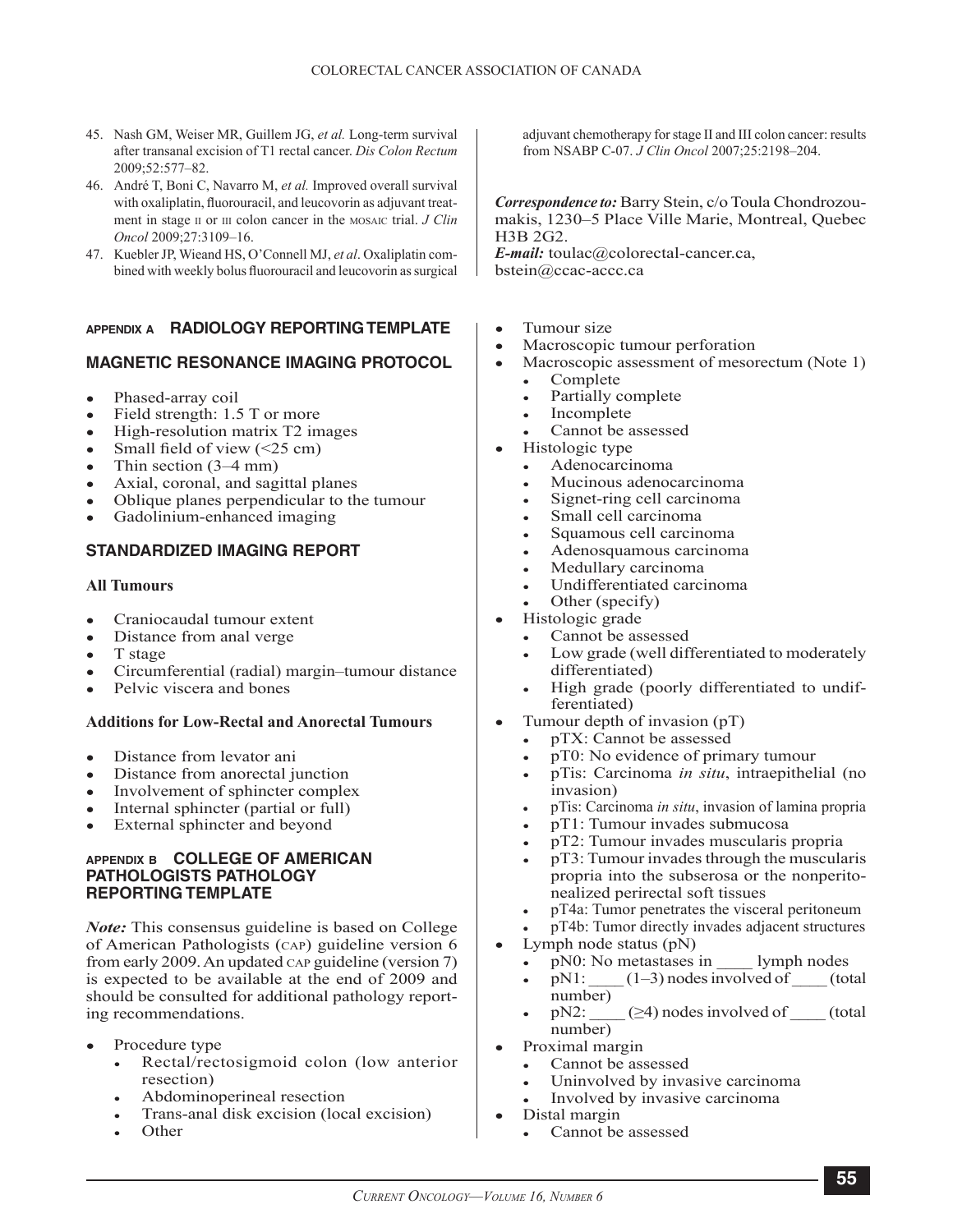45. Nash GM, Weiser MR, Guillem JG, *et al.* Long-term survival after transanal excision of T1 rectal cancer. *Dis Colon Rectum* 2009;52:577–82.
46. André T, Boni C, Navarro M, *et al.* Improved overall survival with oxaliplatin, fluorouracil, and leucovorin as adjuvant treatment in stage II or III colon cancer in the MOSAIC trial. *J Clin Oncol* 2009;27:3109–16.
47. Kuebler JP, Wieand HS, O'Connell MJ, *et al*. Oxaliplatin combined with weekly bolus fluorouracil and leucovorin as surgical adjuvant chemotherapy for stage II and III colon cancer: results from NSABP C-07. *J Clin Oncol* 2007;25:2198–204.

***Correspondence to:*** Barry Stein, c/o Toula Chondrozoumakis, 1230–5 Place Ville Marie, Montreal, Quebec H3B 2G2.
***E-mail:*** toulac@colorectal-cancer.ca, bstein@ccac-accc.ca

## APPENDIX A RADIOLOGY REPORTING TEMPLATE

### MAGNETIC RESONANCE IMAGING PROTOCOL

- Phased-array coil
- Field strength: 1.5 T or more
- High-resolution matrix T2 images
- Small field of view (<25 cm)
- Thin section (3–4 mm)
- Axial, coronal, and sagittal planes
- Oblique planes perpendicular to the tumour
- Gadolinium-enhanced imaging

### STANDARDIZED IMAGING REPORT

#### All Tumours

- Craniocaudal tumour extent
- Distance from anal verge
- T stage
- Circumferential (radial) margin–tumour distance
- Pelvic viscera and bones

#### Additions for Low-Rectal and Anorectal Tumours

- Distance from levator ani
- Distance from anorectal junction
- Involvement of sphincter complex
- Internal sphincter (partial or full)
- External sphincter and beyond

## APPENDIX B COLLEGE OF AMERICAN PATHOLOGISTS PATHOLOGY REPORTING TEMPLATE

*Note:* This consensus guideline is based on College of American Pathologists (CAP) guideline version 6 from early 2009. An updated CAP guideline (version 7) is expected to be available at the end of 2009 and should be consulted for additional pathology reporting recommendations.

- Procedure type
  - Rectal/rectosigmoid colon (low anterior resection)
  - Abdominoperineal resection
  - Trans-anal disk excision (local excision)
  - Other
- Tumour size
- Macroscopic tumour perforation
- Macroscopic assessment of mesorectum (Note 1)
  - Complete
  - Partially complete
  - Incomplete
  - Cannot be assessed
- Histologic type
  - Adenocarcinoma
  - Mucinous adenocarcinoma
  - Signet-ring cell carcinoma
  - Small cell carcinoma
  - Squamous cell carcinoma
  - Adenosquamous carcinoma
  - Medullary carcinoma
  - Undifferentiated carcinoma
  - Other (specify)
- Histologic grade
  - Cannot be assessed
  - Low grade (well differentiated to moderately differentiated)
  - High grade (poorly differentiated to undifferentiated)
- Tumour depth of invasion (pT)
  - pTX: Cannot be assessed
  - pT0: No evidence of primary tumour
  - pTis: Carcinoma *in situ*, intraepithelial (no invasion)
  - pTis: Carcinoma *in situ*, invasion of lamina propria
  - pT1: Tumour invades submucosa
  - pT2: Tumour invades muscularis propria
  - pT3: Tumour invades through the muscularis propria into the subserosa or the nonperitonealized perirectal soft tissues
  - pT4a: Tumor penetrates the visceral peritoneum
  - pT4b: Tumor directly invades adjacent structures
- Lymph node status (pN)
  - pN0: No metastases in ____ lymph nodes
  - pN1: ____ (1–3) nodes involved of ____ (total number)
  - pN2: ____ (≥4) nodes involved of ____ (total number)
- Proximal margin
  - Cannot be assessed
  - Uninvolved by invasive carcinoma
  - Involved by invasive carcinoma
- Distal margin
  - Cannot be assessed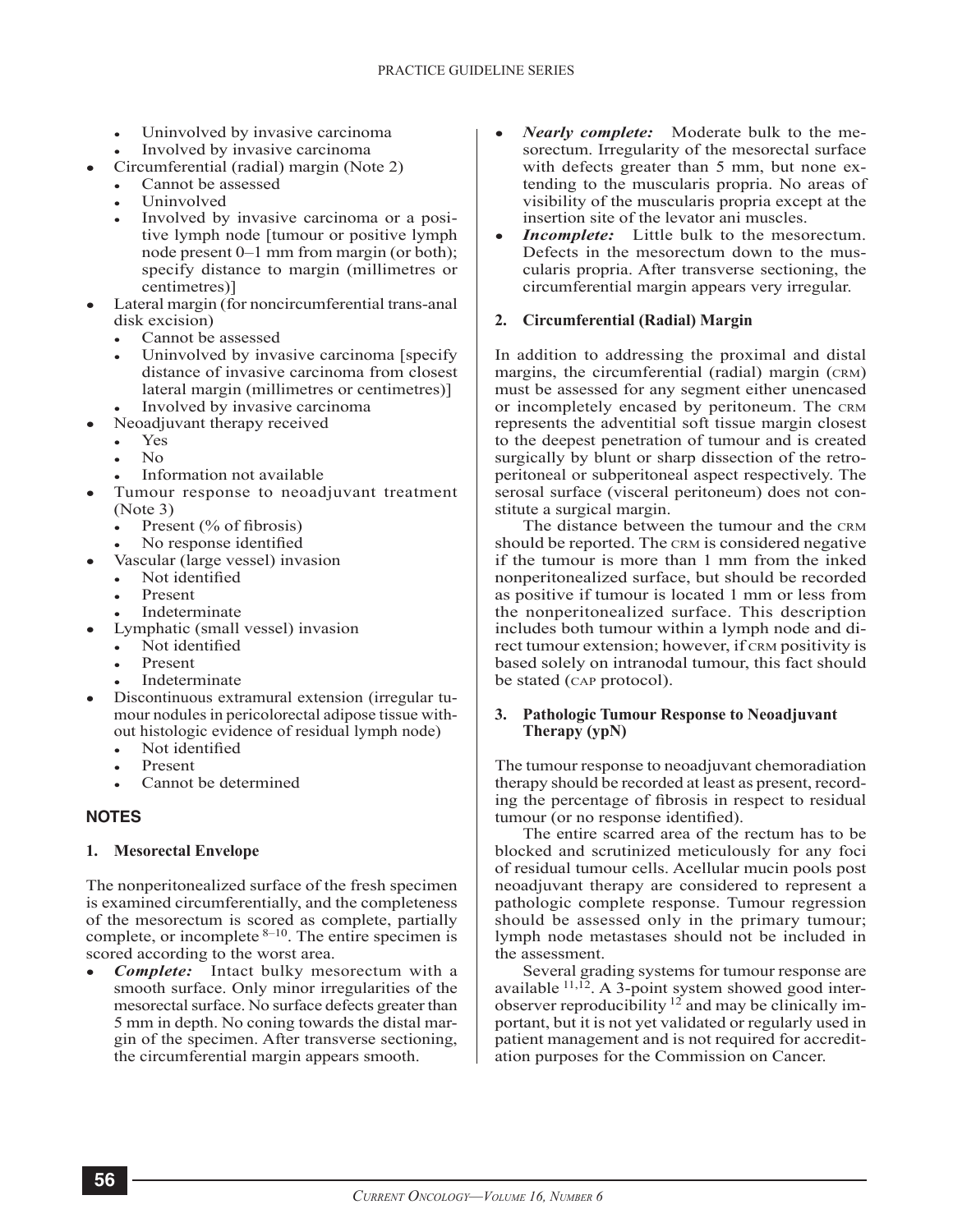- Uninvolved by invasive carcinoma
- Involved by invasive carcinoma
- Circumferential (radial) margin (Note 2)
  - Cannot be assessed
  - Uninvolved
  - Involved by invasive carcinoma or a positive lymph node [tumour or positive lymph node present 0–1 mm from margin (or both); specify distance to margin (millimetres or centimetres)]
- Lateral margin (for noncircumferential trans-anal disk excision)
  - Cannot be assessed
  - Uninvolved by invasive carcinoma [specify distance of invasive carcinoma from closest lateral margin (millimetres or centimetres)]
  - Involved by invasive carcinoma
- Neoadjuvant therapy received
  - Yes
  - No
  - Information not available
- Tumour response to neoadjuvant treatment (Note 3)
  - Present (% of fibrosis)
  - No response identified
- Vascular (large vessel) invasion
  - Not identified
  - Present
  - Indeterminate
- Lymphatic (small vessel) invasion
  - Not identified
  - Present
  - Indeterminate
- Discontinuous extramural extension (irregular tumour nodules in pericolorectal adipose tissue without histologic evidence of residual lymph node)
  - Not identified
  - Present
  - Cannot be determined

## NOTES

### 1. Mesorectal Envelope

The nonperitonealized surface of the fresh specimen is examined circumferentially, and the completeness of the mesorectum is scored as complete, partially complete, or incomplete [8–10]. The entire specimen is scored according to the worst area.

- ***Complete:*** Intact bulky mesorectum with a smooth surface. Only minor irregularities of the mesorectal surface. No surface defects greater than 5 mm in depth. No coning towards the distal margin of the specimen. After transverse sectioning, the circumferential margin appears smooth.
- ***Nearly complete:*** Moderate bulk to the mesorectum. Irregularity of the mesorectal surface with defects greater than 5 mm, but none extending to the muscularis propria. No areas of visibility of the muscularis propria except at the insertion site of the levator ani muscles.
- ***Incomplete:*** Little bulk to the mesorectum. Defects in the mesorectum down to the muscularis propria. After transverse sectioning, the circumferential margin appears very irregular.

### 2. Circumferential (Radial) Margin

In addition to addressing the proximal and distal margins, the circumferential (radial) margin (CRM) must be assessed for any segment either unencased or incompletely encased by peritoneum. The CRM represents the adventitial soft tissue margin closest to the deepest penetration of tumour and is created surgically by blunt or sharp dissection of the retroperitoneal or subperitoneal aspect respectively. The serosal surface (visceral peritoneum) does not constitute a surgical margin.

The distance between the tumour and the CRM should be reported. The CRM is considered negative if the tumour is more than 1 mm from the inked nonperitonealized surface, but should be recorded as positive if tumour is located 1 mm or less from the nonperitonealized surface. This description includes both tumour within a lymph node and direct tumour extension; however, if CRM positivity is based solely on intranodal tumour, this fact should be stated (CAP protocol).

### 3. Pathologic Tumour Response to Neoadjuvant Therapy (ypN)

The tumour response to neoadjuvant chemoradiation therapy should be recorded at least as present, recording the percentage of fibrosis in respect to residual tumour (or no response identified).

The entire scarred area of the rectum has to be blocked and scrutinized meticulously for any foci of residual tumour cells. Acellular mucin pools post neoadjuvant therapy are considered to represent a pathologic complete response. Tumour regression should be assessed only in the primary tumour; lymph node metastases should not be included in the assessment.

Several grading systems for tumour response are available [11,12]. A 3-point system showed good interobserver reproducibility [12] and may be clinically important, but it is not yet validated or regularly used in patient management and is not required for accreditation purposes for the Commission on Cancer.